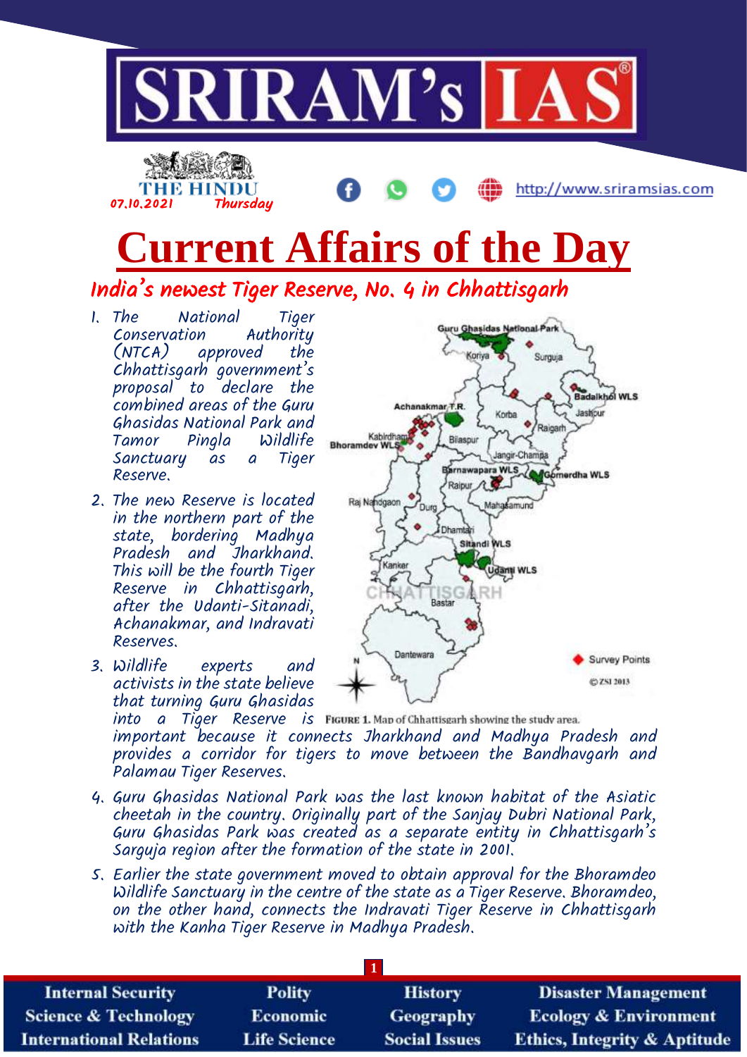# Current Affairs of the Day

## India's newest Tiger Reserve, No. 4 in Chhattisgarh

1. The National Tiger Conservation Authority (NTCA) approved the Chhattisgarh government's proposal to declare the combined areas of the Guru Ghasidas National Park and Tamor Pingla Wildlife Sanctuary as a Tiger Reserve.
2. The new Reserve is located in the northern part of the state, bordering Madhya Pradesh and Jharkhand. This will be the fourth Tiger Reserve in Chhattisgarh, after the Udanti-Sitanadi, Achanakmar, and Indravati Reserves.
3. Wildlife experts and activists in the state believe that turning Guru Ghasidas into a Tiger Reserve is important because it connects Jharkhand and Madhya Pradesh and provides a corridor for tigers to move between the Bandhavgarh and Palamau Tiger Reserves.
4. Guru Ghasidas National Park was the last known habitat of the Asiatic cheetah in the country. Originally part of the Sanjay Dubri National Park, Guru Ghasidas Park was created as a separate entity in Chhattisgarh's Sarguja region after the formation of the state in 2001.
5. Earlier the state government moved to obtain approval for the Bhoramdeo Wildlife Sanctuary in the centre of the state as a Tiger Reserve. Bhoramdeo, on the other hand, connects the Indravati Tiger Reserve in Chhattisgarh with the Kanha Tiger Reserve in Madhya Pradesh.

FIGURE 1. Map of Chhattisgarh showing the study area.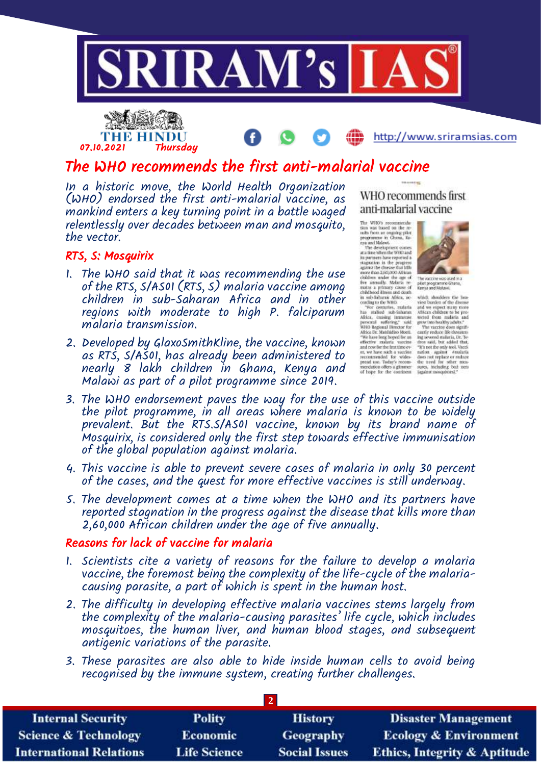# The WHO recommends the first anti-malarial vaccine

In a historic move, the World Health Organization (WHO) endorsed the first anti-malarial vaccine, as mankind enters a key turning point in a battle waged relentlessly over decades between man and mosquito, the vector.

## RTS, S: Mosquirix

1. The WHO said that it was recommending the use of the RTS, S/AS01 (RTS, S) malaria vaccine among children in sub-Saharan Africa and in other regions with moderate to high P. falciparum malaria transmission.
2. Developed by GlaxoSmithKline, the vaccine, known as RTS, S/AS01, has already been administered to nearly 8 lakh children in Ghana, Kenya and Malawi as part of a pilot programme since 2019.
3. The WHO endorsement paves the way for the use of this vaccine outside the pilot programme, in all areas where malaria is known to be widely prevalent. But the RTS.S/AS01 vaccine, known by its brand name of Mosquirix, is considered only the first step towards effective immunisation of the global population against malaria.
4. This vaccine is able to prevent severe cases of malaria in only 30 percent of the cases, and the quest for more effective vaccines is still underway.
5. The development comes at a time when the WHO and its partners have reported stagnation in the progress against the disease that kills more than 2,60,000 African children under the age of five annually.

## Reasons for lack of vaccine for malaria

1. Scientists cite a variety of reasons for the failure to develop a malaria vaccine, the foremost being the complexity of the life-cycle of the malaria-causing parasite, a part of which is spent in the human host.
2. The difficulty in developing effective malaria vaccines stems largely from the complexity of the malaria-causing parasites' life cycle, which includes mosquitoes, the human liver, and human blood stages, and subsequent antigenic variations of the parasite.
3. These parasites are also able to hide inside human cells to avoid being recognised by the immune system, creating further challenges.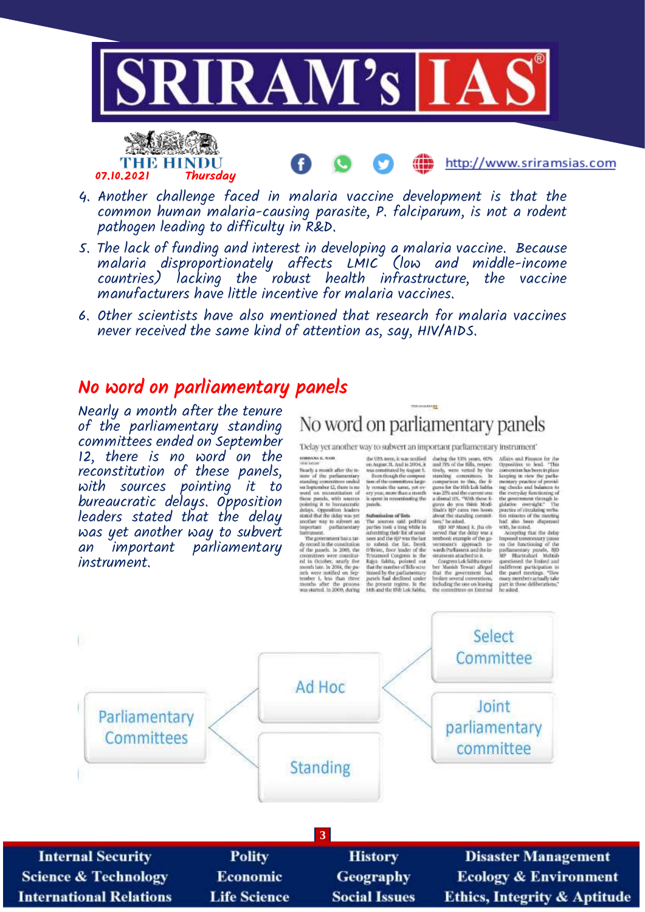4. Another challenge faced in malaria vaccine development is that the common human malaria-causing parasite, P. falciparum, is not a rodent pathogen leading to difficulty in R&D.
5. The lack of funding and interest in developing a malaria vaccine. Because malaria disproportionately affects LMIC (low and middle-income countries) lacking the robust health infrastructure, the vaccine manufacturers have little incentive for malaria vaccines.
6. Other scientists have also mentioned that research for malaria vaccines never received the same kind of attention as, say, HIV/AIDS.

## No word on parliamentary panels

Nearly a month after the tenure of the parliamentary standing committees ended on September 12, there is no word on the reconstitution of these panels, with sources pointing it to bureaucratic delays. Opposition leaders stated that the delay was yet another way to subvert an important parliamentary instrument.

- Parliamentary Committees
  - Ad Hoc
    - Select Committee
    - Joint parliamentary committee
  - Standing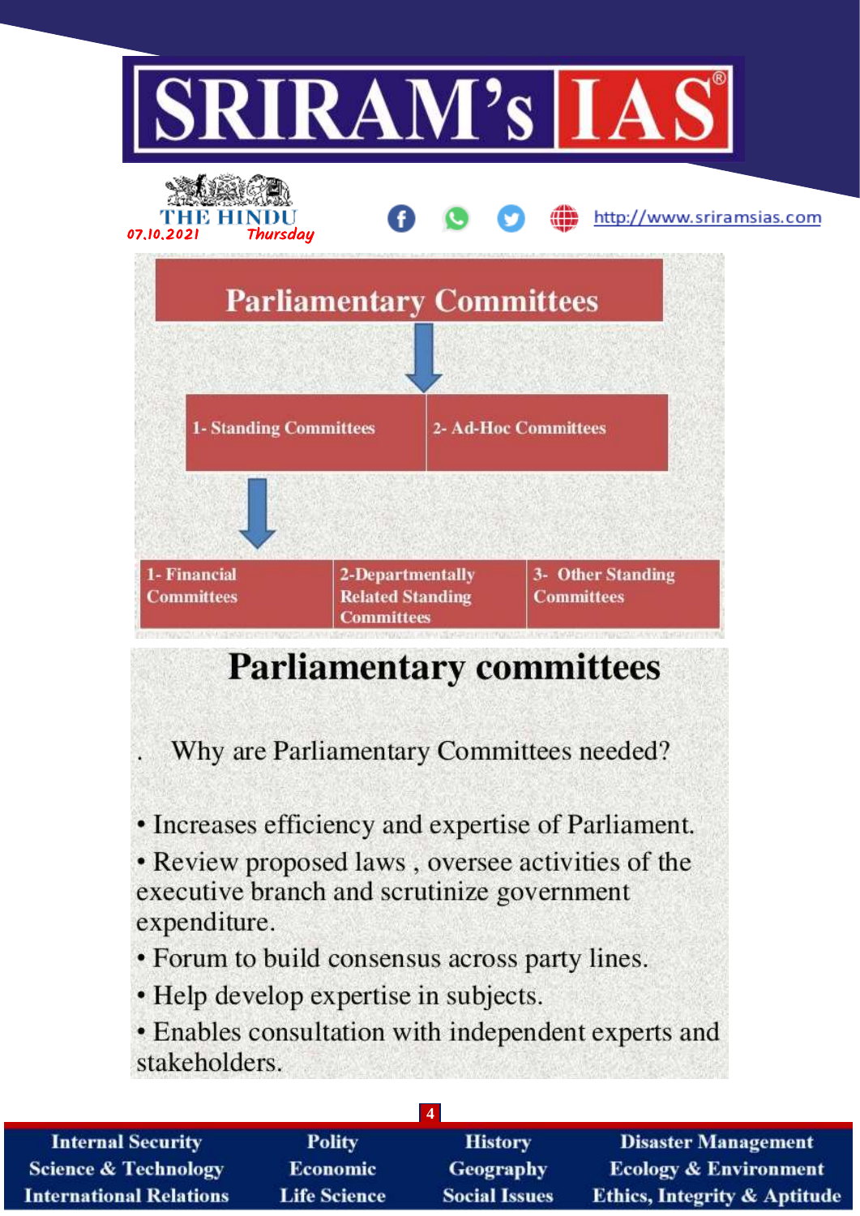# Parliamentary Committees

- 1- Standing Committees
  - 1- Financial Committees
  - 2-Departmentally Related Standing Committees
  - 3- Other Standing Committees
- 2- Ad-Hoc Committees

## Parliamentary committees

. Why are Parliamentary Committees needed?

- Increases efficiency and expertise of Parliament.
- Review proposed laws , oversee activities of the executive branch and scrutinize government expenditure.
- Forum to build consensus across party lines.
- Help develop expertise in subjects.
- Enables consultation with independent experts and stakeholders.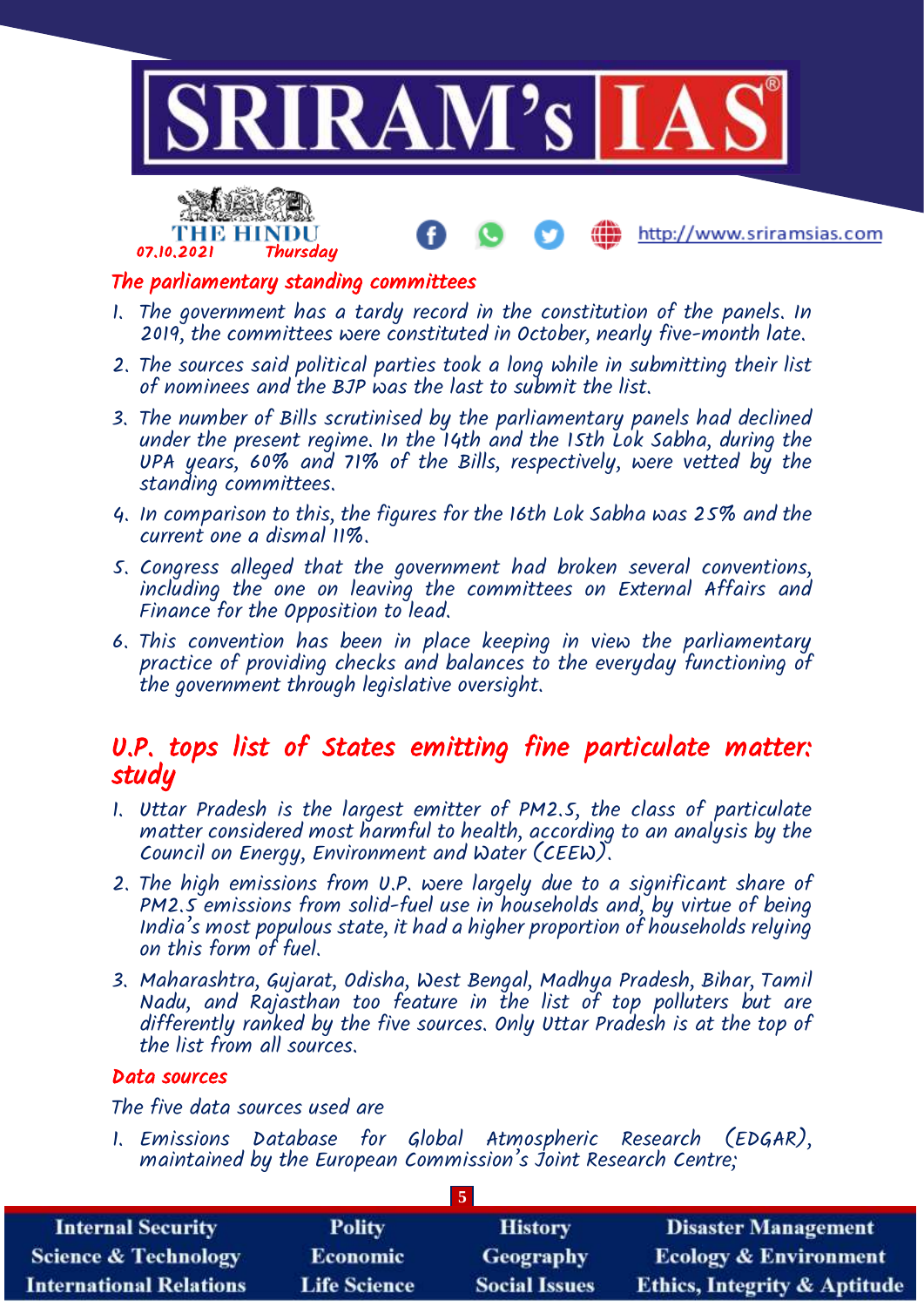## The parliamentary standing committees

1. The government has a tardy record in the constitution of the panels. In 2019, the committees were constituted in October, nearly five-month late.
2. The sources said political parties took a long while in submitting their list of nominees and the BJP was the last to submit the list.
3. The number of Bills scrutinised by the parliamentary panels had declined under the present regime. In the 14th and the 15th Lok Sabha, during the UPA years, 60% and 71% of the Bills, respectively, were vetted by the standing committees.
4. In comparison to this, the figures for the 16th Lok Sabha was 25% and the current one a dismal 11%.
5. Congress alleged that the government had broken several conventions, including the one on leaving the committees on External Affairs and Finance for the Opposition to lead.
6. This convention has been in place keeping in view the parliamentary practice of providing checks and balances to the everyday functioning of the government through legislative oversight.

# U.P. tops list of States emitting fine particulate matter: study

1. Uttar Pradesh is the largest emitter of PM2.5, the class of particulate matter considered most harmful to health, according to an analysis by the Council on Energy, Environment and Water (CEEW).
2. The high emissions from U.P. were largely due to a significant share of PM2.5 emissions from solid-fuel use in households and, by virtue of being India's most populous state, it had a higher proportion of households relying on this form of fuel.
3. Maharashtra, Gujarat, Odisha, West Bengal, Madhya Pradesh, Bihar, Tamil Nadu, and Rajasthan too feature in the list of top polluters but are differently ranked by the five sources. Only Uttar Pradesh is at the top of the list from all sources.

## Data sources

The five data sources used are

1. Emissions Database for Global Atmospheric Research (EDGAR), maintained by the European Commission's Joint Research Centre;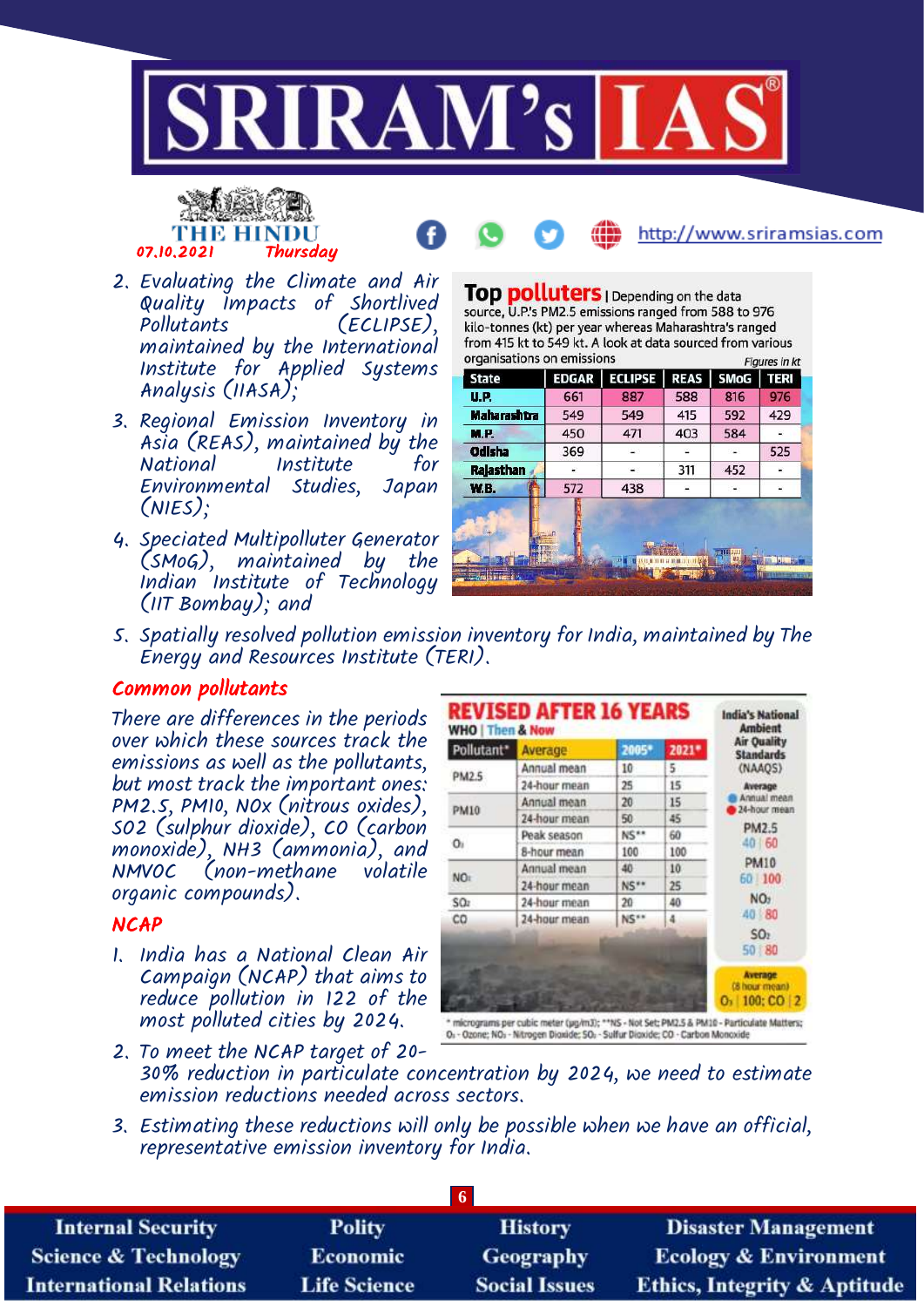2. Evaluating the Climate and Air Quality Impacts of Shortlived Pollutants (ECLIPSE), maintained by the International Institute for Applied Systems Analysis (IIASA);
3. Regional Emission Inventory in Asia (REAS), maintained by the National Institute for Environmental Studies, Japan (NIES);
4. Speciated Multipollutant Generator (SMoG), maintained by the Indian Institute of Technology (IIT Bombay); and
5. Spatially resolved pollution emission inventory for India, maintained by The Energy and Resources Institute (TERI).

**Top polluters** | Depending on the data source, U.P.'s PM2.5 emissions ranged from 588 to 976 kilo-tonnes (kt) per year whereas Maharashtra's ranged from 415 kt to 549 kt. A look at data sourced from various organisations on emissions

Figures in kt

| State | EDGAR | ECLIPSE | REAS | SMoG | TERI |
|---|---|---|---|---|---|
| U.P. | 661 | 887 | 588 | 816 | 976 |
| Maharashtra | 549 | 549 | 415 | 592 | 429 |
| M.P. | 450 | 471 | 403 | 584 | - |
| Odisha | 369 | - | - | - | 525 |
| Rajasthan | - | - | 311 | 452 | - |
| W.B. | 572 | 438 | - | - | - |

## Common pollutants

There are differences in the periods over which these sources track the emissions as well as the pollutants, but most track the important ones: PM2.5, PM10, NOx (nitrous oxides), SO2 (sulphur dioxide), CO (carbon monoxide), NH3 (ammonia), and NMVOC (non-methane volatile organic compounds).

**REVISED AFTER 16 YEARS**

WHO | Then & Now

| Pollutant* | Average | 2005* | 2021* |
|---|---|---|---|
| PM2.5 | Annual mean | 10 | 5 |
| | 24-hour mean | 25 | 15 |
| PM10 | Annual mean | 20 | 15 |
| | 24-hour mean | 50 | 45 |
| $O_3$ | Peak season | NS** | 60 |
| | 8-hour mean | 100 | 100 |
| $NO_2$ | Annual mean | 40 | 10 |
| | 24-hour mean | NS** | 25 |
| $SO_2$ | 24-hour mean | 20 | 40 |
| CO | 24-hour mean | NS** | 4 |

India's National Ambient Air Quality Standards (NAAQS)

Average: Annual mean | 24-hour mean

- PM2.5: 40 | 60
- PM10: 60 | 100
- $NO_2$: 40 | 80
- $SO_2$: 50 | 80

Average (8 hour mean): $O_3$ | 100; CO | 2

\* micrograms per cubic meter (µg/m3); **NS - Not Set; PM2.5 & PM10 - Particulate Matters; $O_3$ - Ozone; $NO_2$ - Nitrogen Dioxide; $SO_2$ - Sulfur Dioxide; CO - Carbon Monoxide

## NCAP

1. India has a National Clean Air Campaign (NCAP) that aims to reduce pollution in 122 of the most polluted cities by 2024.
2. To meet the NCAP target of 20-30% reduction in particulate concentration by 2024, we need to estimate emission reductions needed across sectors.
3. Estimating these reductions will only be possible when we have an official, representative emission inventory for India.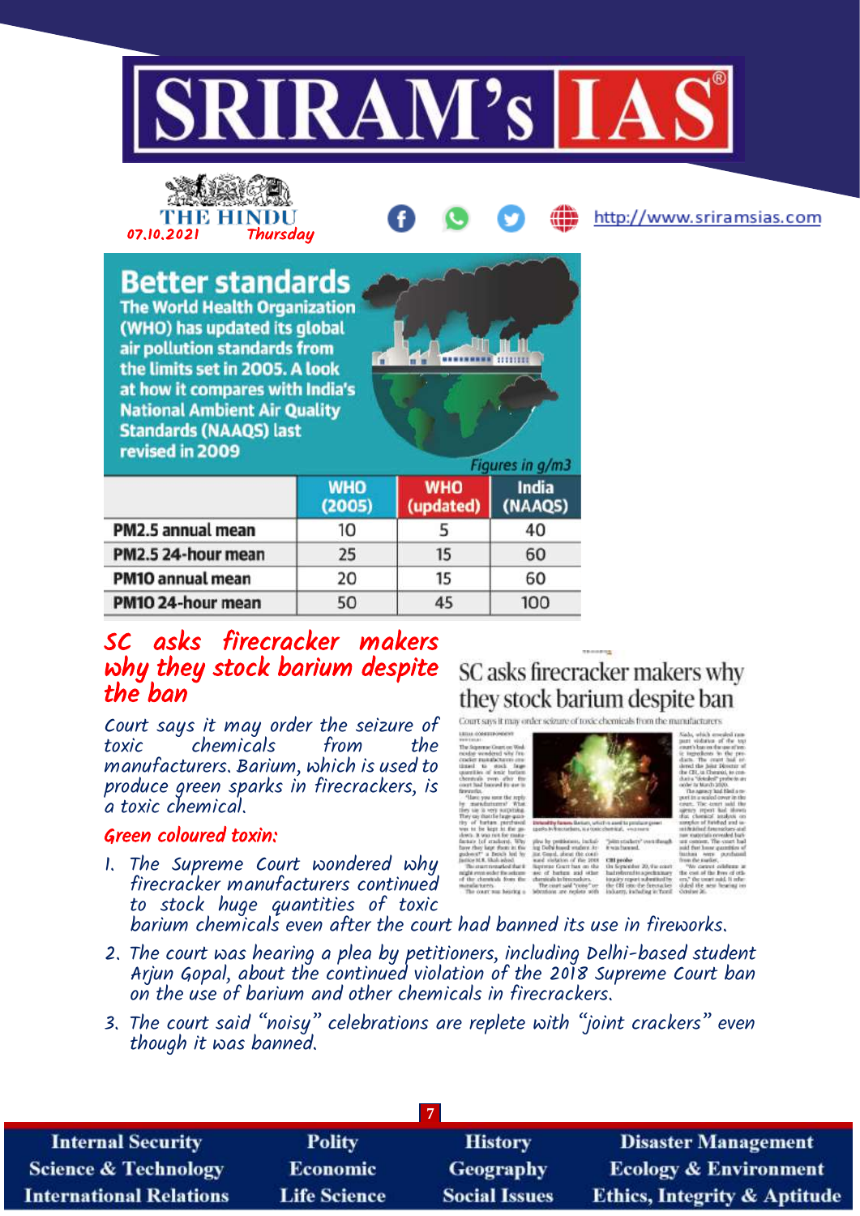THE HINDU
07.10.2021 Thursday

## Better standards

The World Health Organization (WHO) has updated its global air pollution standards from the limits set in 2005. A look at how it compares with India's National Ambient Air Quality Standards (NAAQS) last revised in 2009

*Figures in g/m3*

| | WHO (2005) | WHO (updated) | India (NAAQS) |
|---|---|---|---|
| PM2.5 annual mean | 10 | 5 | 40 |
| PM2.5 24-hour mean | 25 | 15 | 60 |
| PM10 annual mean | 20 | 15 | 60 |
| PM10 24-hour mean | 50 | 45 | 100 |

## SC asks firecracker makers why they stock barium despite the ban

*Court says it may order the seizure of toxic chemicals from the manufacturers. Barium, which is used to produce green sparks in firecrackers, is a toxic chemical.*

### Green coloured toxin:

1. The Supreme Court wondered why firecracker manufacturers continued to stock huge quantities of toxic barium chemicals even after the court had banned its use in fireworks.
2. The court was hearing a plea by petitioners, including Delhi-based student Arjun Gopal, about the continued violation of the 2018 Supreme Court ban on the use of barium and other chemicals in firecrackers.
3. The court said "noisy" celebrations are replete with "joint crackers" even though it was banned.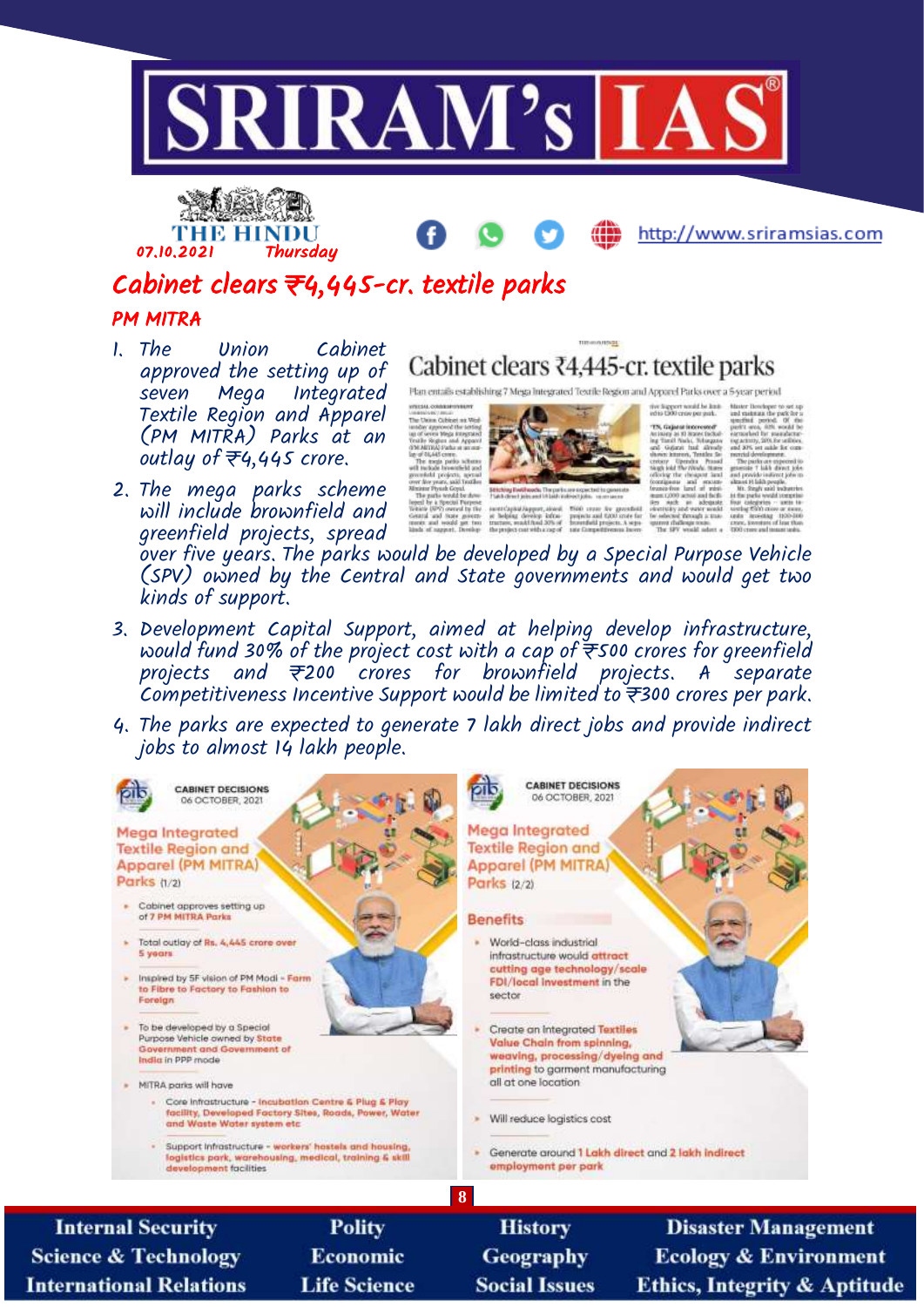07.10.2021 Thursday

# Cabinet clears ₹4,445-cr. textile parks

## PM MITRA

1. The Union Cabinet approved the setting up of seven Mega Integrated Textile Region and Apparel (PM MITRA) Parks at an outlay of ₹4,445 crore.
2. The mega parks scheme will include brownfield and greenfield projects, spread over five years. The parks would be developed by a Special Purpose Vehicle (SPV) owned by the Central and State governments and would get two kinds of support.
3. Development Capital Support, aimed at helping develop infrastructure, would fund 30% of the project cost with a cap of ₹500 crores for greenfield projects and ₹200 crores for brownfield projects. A separate Competitiveness Incentive Support would be limited to ₹300 crores per park.
4. The parks are expected to generate 7 lakh direct jobs and provide indirect jobs to almost 14 lakh people.

**CABINET DECISIONS**
06 OCTOBER, 2021

### Mega Integrated Textile Region and Apparel (PM MITRA) Parks (1/2)

- Cabinet approves setting up of 7 PM MITRA Parks
- Total outlay of Rs. 4,445 crore over 5 years
- Inspired by 5F vision of PM Modi - Farm to Fibre to Factory to Fashion to Foreign
- To be developed by a Special Purpose Vehicle owned by State Government and Government of India in PPP mode
- MITRA parks will have
  - Core Infrastructure - Incubation Centre & Plug & Play facility, Developed Factory Sites, Roads, Power, Water and Waste Water system etc
  - Support Infrastructure - workers' hostels and housing, logistics park, warehousing, medical, training & skill development facilities

**CABINET DECISIONS**
06 OCTOBER, 2021

### Mega Integrated Textile Region and Apparel (PM MITRA) Parks (2/2)

**Benefits**

- World-class industrial infrastructure would attract cutting age technology/scale FDI/local investment in the sector
- Create an Integrated Textiles Value Chain from spinning, weaving, processing/dyeing and printing to garment manufacturing all at one location
- Will reduce logistics cost
- Generate around 1 Lakh direct and 2 lakh indirect employment per park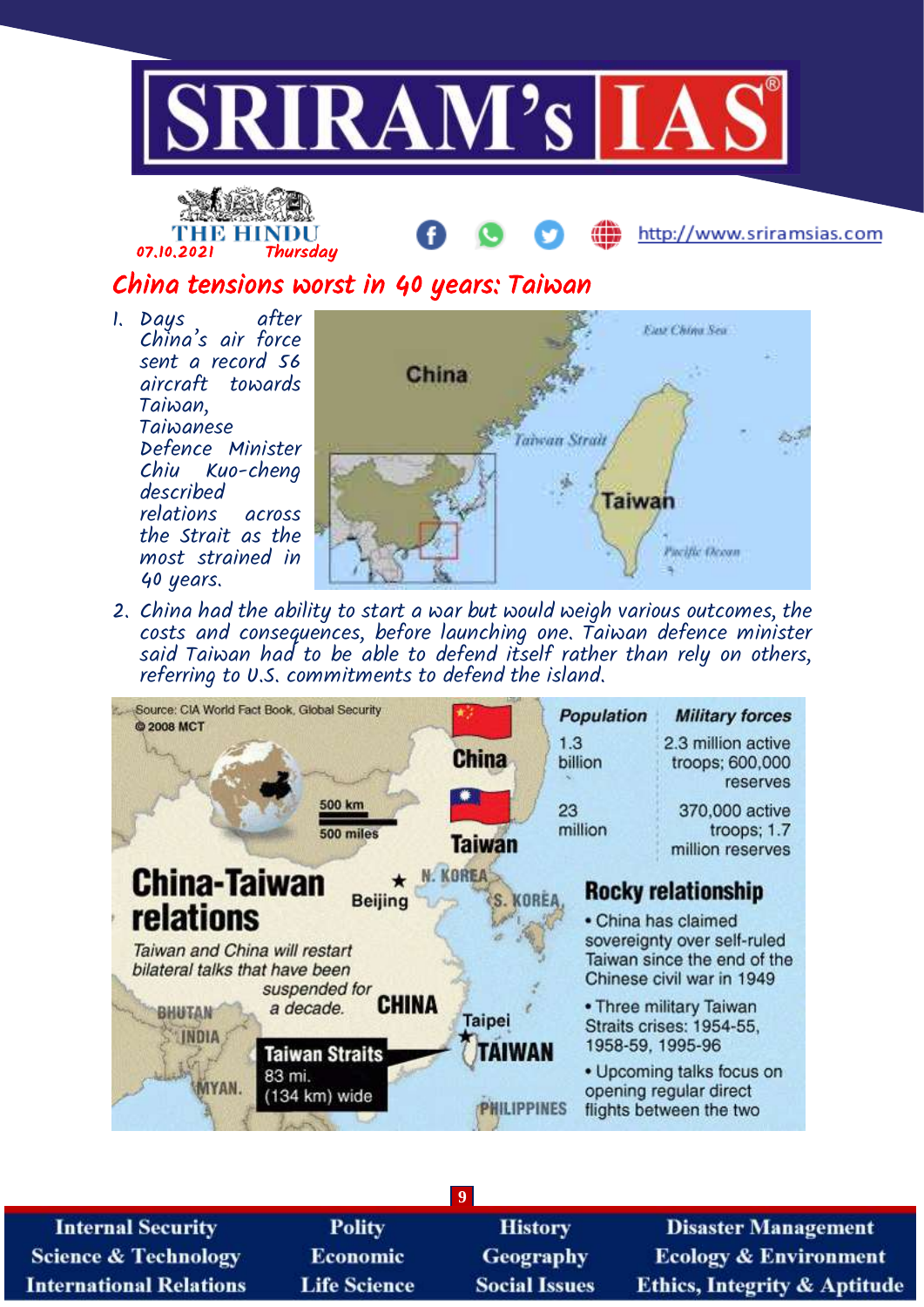THE HINDU
07.10.2021 Thursday

# China tensions worst in 40 years: Taiwan

1. Days after China's air force sent a record 56 aircraft towards Taiwan, Taiwanese Defence Minister Chiu Kuo-cheng described relations across the Strait as the most strained in 40 years.

2. China had the ability to start a war but would weigh various outcomes, the costs and consequences, before launching one. Taiwan defence minister said Taiwan had to be able to defend itself rather than rely on others, referring to U.S. commitments to defend the island.

## China-Taiwan relations

Source: CIA World Fact Book, Global Security
© 2008 MCT

*Taiwan and China will restart bilateral talks that have been suspended for a decade.*

**Taiwan Straits** 83 mi. (134 km) wide

| | Population | Military forces |
|---|---|---|
| China | 1.3 billion | 2.3 million active troops; 600,000 reserves |
| Taiwan | 23 million | 370,000 active troops; 1.7 million reserves |

### Rocky relationship

- China has claimed sovereignty over self-ruled Taiwan since the end of the Chinese civil war in 1949
- Three military Taiwan Straits crises: 1954-55, 1958-59, 1995-96
- Upcoming talks focus on opening regular direct flights between the two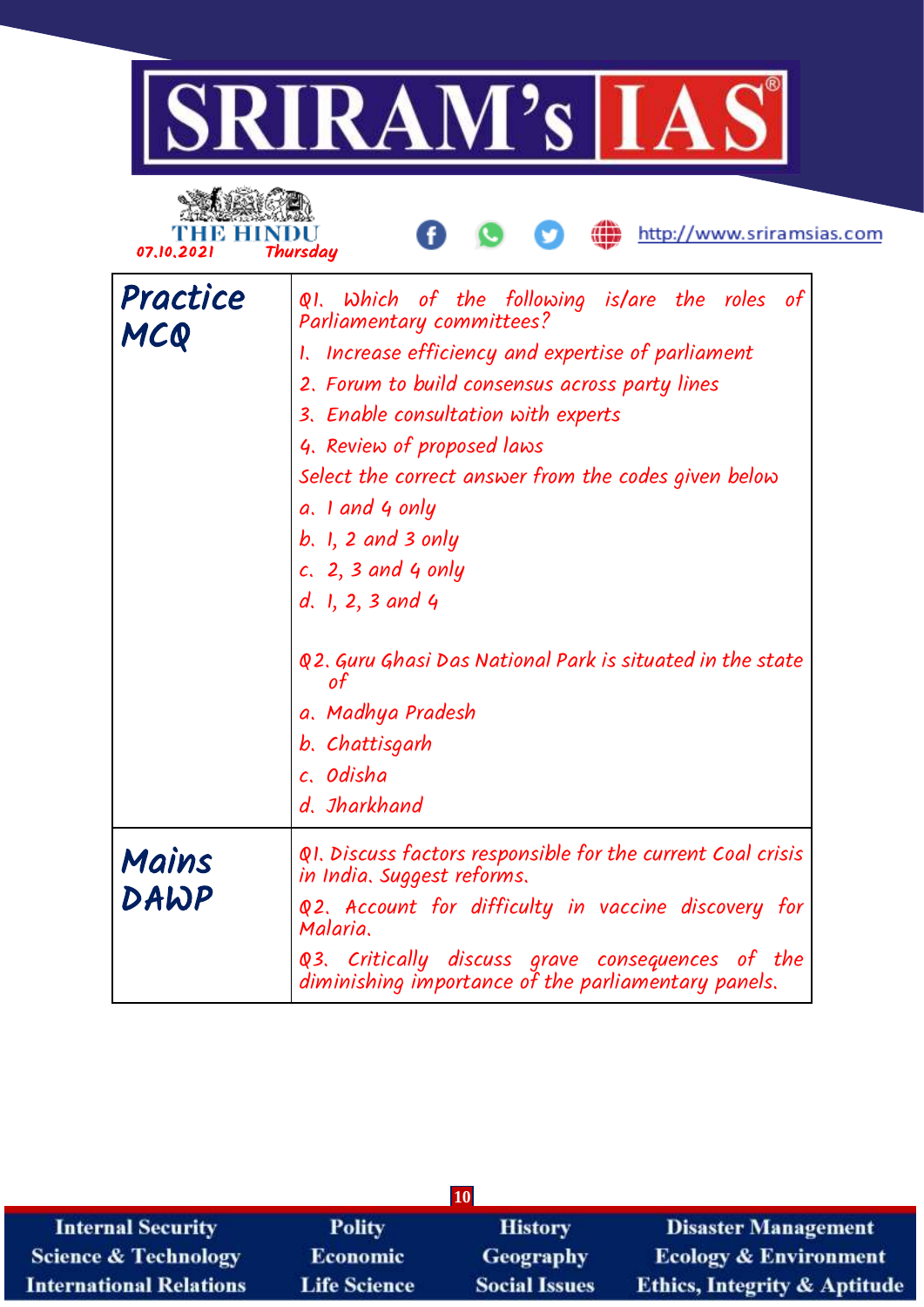| | |
|---|---|
| **Practice MCQ** | Q1. Which of the following is/are the roles of Parliamentary committees?<br>1. Increase efficiency and expertise of parliament<br>2. Forum to build consensus across party lines<br>3. Enable consultation with experts<br>4. Review of proposed laws<br>Select the correct answer from the codes given below<br>a. 1 and 4 only<br>b. 1, 2 and 3 only<br>c. 2, 3 and 4 only<br>d. 1, 2, 3 and 4<br><br>Q2. Guru Ghasi Das National Park is situated in the state of<br>a. Madhya Pradesh<br>b. Chattisgarh<br>c. Odisha<br>d. Jharkhand |
| **Mains DAWP** | Q1. Discuss factors responsible for the current Coal crisis in India. Suggest reforms.<br>Q2. Account for difficulty in vaccine discovery for Malaria.<br>Q3. Critically discuss grave consequences of the diminishing importance of the parliamentary panels. |